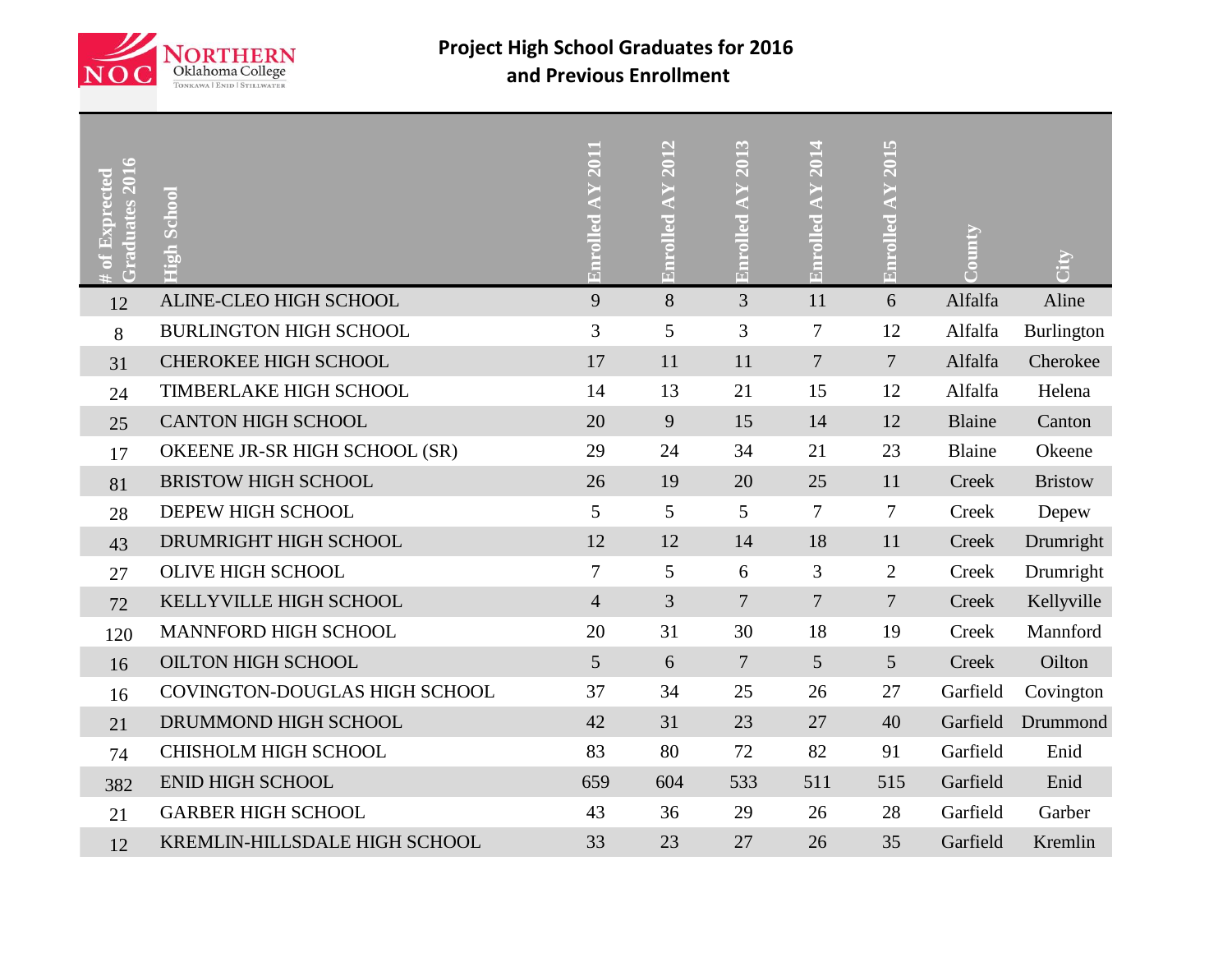# Project High School Graduates for 2016 and Previous Enrollment

| # of Expected Graduates 2016 | High School | Enrolled AY 2011 | Enrolled AY 2012 | Enrolled AY 2013 | Enrolled AY 2014 | Enrolled AY 2015 | County | City |
|---|---|---|---|---|---|---|---|---|
| 12 | ALINE-CLEO HIGH SCHOOL | 9 | 8 | 3 | 11 | 6 | Alfalfa | Aline |
| 8 | BURLINGTON HIGH SCHOOL | 3 | 5 | 3 | 7 | 12 | Alfalfa | Burlington |
| 31 | CHEROKEE HIGH SCHOOL | 17 | 11 | 11 | 7 | 7 | Alfalfa | Cherokee |
| 24 | TIMBERLAKE HIGH SCHOOL | 14 | 13 | 21 | 15 | 12 | Alfalfa | Helena |
| 25 | CANTON HIGH SCHOOL | 20 | 9 | 15 | 14 | 12 | Blaine | Canton |
| 17 | OKEENE JR-SR HIGH SCHOOL (SR) | 29 | 24 | 34 | 21 | 23 | Blaine | Okeene |
| 81 | BRISTOW HIGH SCHOOL | 26 | 19 | 20 | 25 | 11 | Creek | Bristow |
| 28 | DEPEW HIGH SCHOOL | 5 | 5 | 5 | 7 | 7 | Creek | Depew |
| 43 | DRUMRIGHT HIGH SCHOOL | 12 | 12 | 14 | 18 | 11 | Creek | Drumright |
| 27 | OLIVE HIGH SCHOOL | 7 | 5 | 6 | 3 | 2 | Creek | Drumright |
| 72 | KELLYVILLE HIGH SCHOOL | 4 | 3 | 7 | 7 | 7 | Creek | Kellyville |
| 120 | MANNFORD HIGH SCHOOL | 20 | 31 | 30 | 18 | 19 | Creek | Mannford |
| 16 | OILTON HIGH SCHOOL | 5 | 6 | 7 | 5 | 5 | Creek | Oilton |
| 16 | COVINGTON-DOUGLAS HIGH SCHOOL | 37 | 34 | 25 | 26 | 27 | Garfield | Covington |
| 21 | DRUMMOND HIGH SCHOOL | 42 | 31 | 23 | 27 | 40 | Garfield | Drummond |
| 74 | CHISHOLM HIGH SCHOOL | 83 | 80 | 72 | 82 | 91 | Garfield | Enid |
| 382 | ENID HIGH SCHOOL | 659 | 604 | 533 | 511 | 515 | Garfield | Enid |
| 21 | GARBER HIGH SCHOOL | 43 | 36 | 29 | 26 | 28 | Garfield | Garber |
| 12 | KREMLIN-HILLSDALE HIGH SCHOOL | 33 | 23 | 27 | 26 | 35 | Garfield | Kremlin |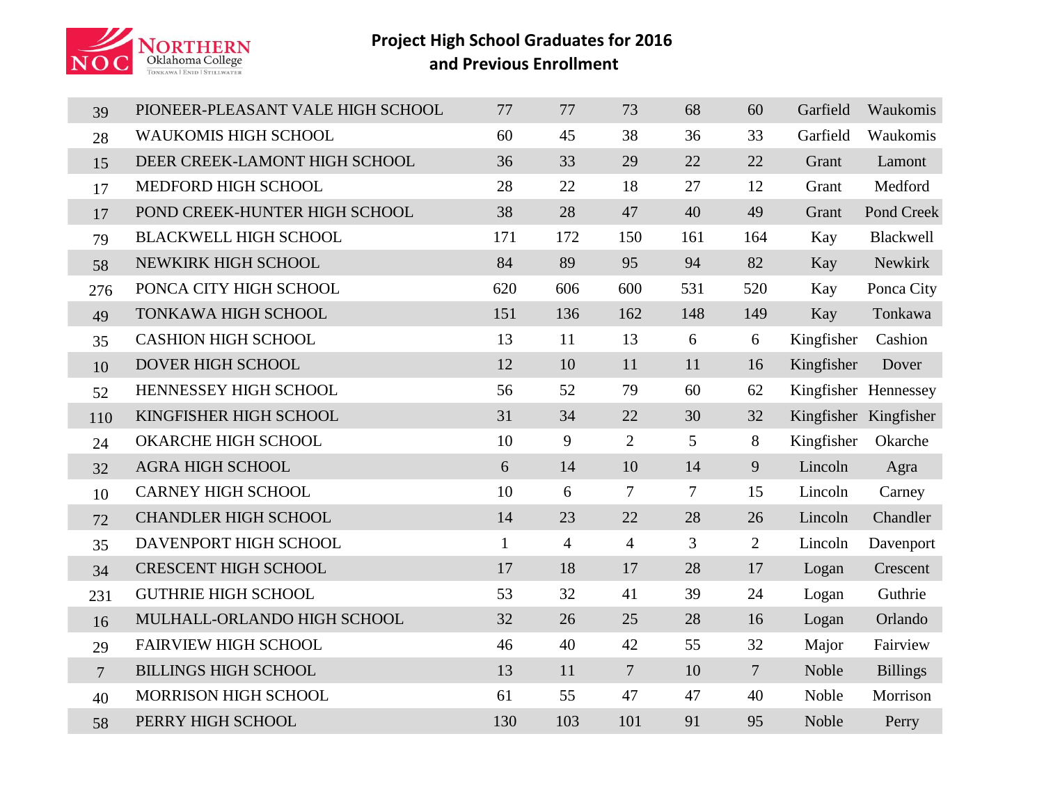## Project High School Graduates for 2016 and Previous Enrollment

| | | | | | | | | |
|---|---|---|---|---|---|---|---|---|
| 39 | PIONEER-PLEASANT VALE HIGH SCHOOL | 77 | 77 | 73 | 68 | 60 | Garfield | Waukomis |
| 28 | WAUKOMIS HIGH SCHOOL | 60 | 45 | 38 | 36 | 33 | Garfield | Waukomis |
| 15 | DEER CREEK-LAMONT HIGH SCHOOL | 36 | 33 | 29 | 22 | 22 | Grant | Lamont |
| 17 | MEDFORD HIGH SCHOOL | 28 | 22 | 18 | 27 | 12 | Grant | Medford |
| 17 | POND CREEK-HUNTER HIGH SCHOOL | 38 | 28 | 47 | 40 | 49 | Grant | Pond Creek |
| 79 | BLACKWELL HIGH SCHOOL | 171 | 172 | 150 | 161 | 164 | Kay | Blackwell |
| 58 | NEWKIRK HIGH SCHOOL | 84 | 89 | 95 | 94 | 82 | Kay | Newkirk |
| 276 | PONCA CITY HIGH SCHOOL | 620 | 606 | 600 | 531 | 520 | Kay | Ponca City |
| 49 | TONKAWA HIGH SCHOOL | 151 | 136 | 162 | 148 | 149 | Kay | Tonkawa |
| 35 | CASHION HIGH SCHOOL | 13 | 11 | 13 | 6 | 6 | Kingfisher | Cashion |
| 10 | DOVER HIGH SCHOOL | 12 | 10 | 11 | 11 | 16 | Kingfisher | Dover |
| 52 | HENNESSEY HIGH SCHOOL | 56 | 52 | 79 | 60 | 62 | Kingfisher | Hennessey |
| 110 | KINGFISHER HIGH SCHOOL | 31 | 34 | 22 | 30 | 32 | Kingfisher | Kingfisher |
| 24 | OKARCHE HIGH SCHOOL | 10 | 9 | 2 | 5 | 8 | Kingfisher | Okarche |
| 32 | AGRA HIGH SCHOOL | 6 | 14 | 10 | 14 | 9 | Lincoln | Agra |
| 10 | CARNEY HIGH SCHOOL | 10 | 6 | 7 | 7 | 15 | Lincoln | Carney |
| 72 | CHANDLER HIGH SCHOOL | 14 | 23 | 22 | 28 | 26 | Lincoln | Chandler |
| 35 | DAVENPORT HIGH SCHOOL | 1 | 4 | 4 | 3 | 2 | Lincoln | Davenport |
| 34 | CRESCENT HIGH SCHOOL | 17 | 18 | 17 | 28 | 17 | Logan | Crescent |
| 231 | GUTHRIE HIGH SCHOOL | 53 | 32 | 41 | 39 | 24 | Logan | Guthrie |
| 16 | MULHALL-ORLANDO HIGH SCHOOL | 32 | 26 | 25 | 28 | 16 | Logan | Orlando |
| 29 | FAIRVIEW HIGH SCHOOL | 46 | 40 | 42 | 55 | 32 | Major | Fairview |
| 7 | BILLINGS HIGH SCHOOL | 13 | 11 | 7 | 10 | 7 | Noble | Billings |
| 40 | MORRISON HIGH SCHOOL | 61 | 55 | 47 | 47 | 40 | Noble | Morrison |
| 58 | PERRY HIGH SCHOOL | 130 | 103 | 101 | 91 | 95 | Noble | Perry |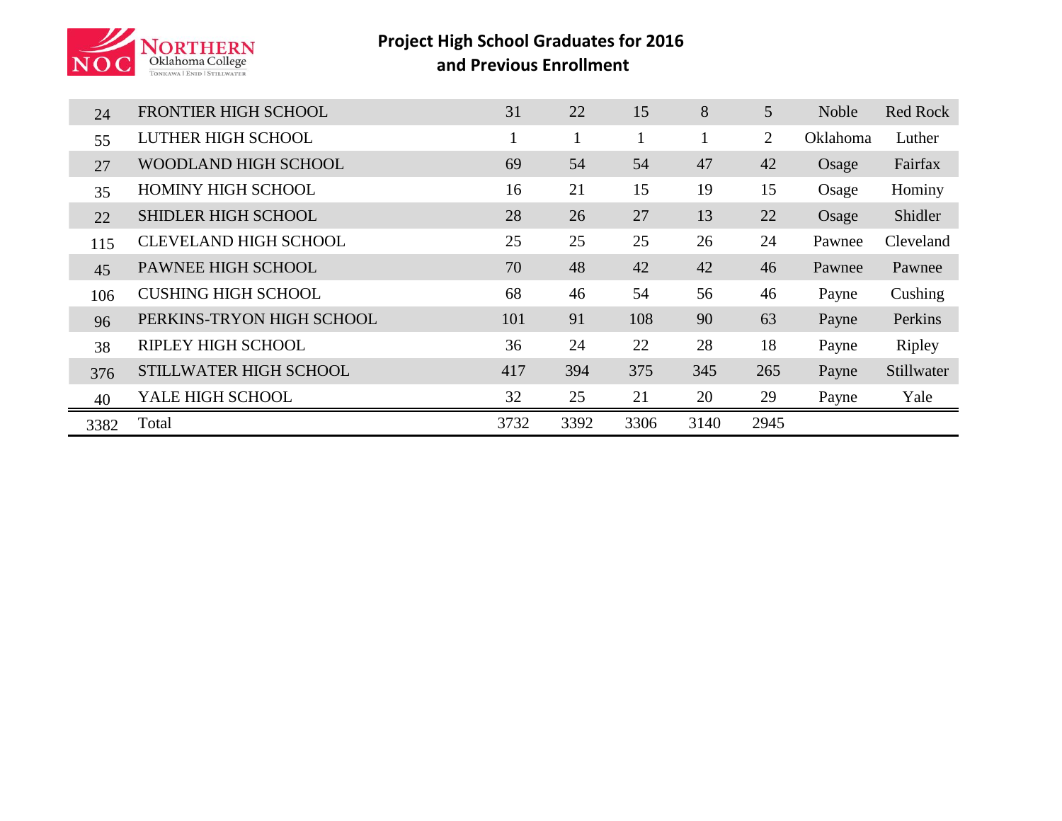## Project High School Graduates for 2016
## and Previous Enrollment

| | | | | | | | | |
|---|---|---|---|---|---|---|---|---|
| 24 | FRONTIER HIGH SCHOOL | 31 | 22 | 15 | 8 | 5 | Noble | Red Rock |
| 55 | LUTHER HIGH SCHOOL | 1 | 1 | 1 | 1 | 2 | Oklahoma | Luther |
| 27 | WOODLAND HIGH SCHOOL | 69 | 54 | 54 | 47 | 42 | Osage | Fairfax |
| 35 | HOMINY HIGH SCHOOL | 16 | 21 | 15 | 19 | 15 | Osage | Hominy |
| 22 | SHIDLER HIGH SCHOOL | 28 | 26 | 27 | 13 | 22 | Osage | Shidler |
| 115 | CLEVELAND HIGH SCHOOL | 25 | 25 | 25 | 26 | 24 | Pawnee | Cleveland |
| 45 | PAWNEE HIGH SCHOOL | 70 | 48 | 42 | 42 | 46 | Pawnee | Pawnee |
| 106 | CUSHING HIGH SCHOOL | 68 | 46 | 54 | 56 | 46 | Payne | Cushing |
| 96 | PERKINS-TRYON HIGH SCHOOL | 101 | 91 | 108 | 90 | 63 | Payne | Perkins |
| 38 | RIPLEY HIGH SCHOOL | 36 | 24 | 22 | 28 | 18 | Payne | Ripley |
| 376 | STILLWATER HIGH SCHOOL | 417 | 394 | 375 | 345 | 265 | Payne | Stillwater |
| 40 | YALE HIGH SCHOOL | 32 | 25 | 21 | 20 | 29 | Payne | Yale |
| 3382 | Total | 3732 | 3392 | 3306 | 3140 | 2945 | | |